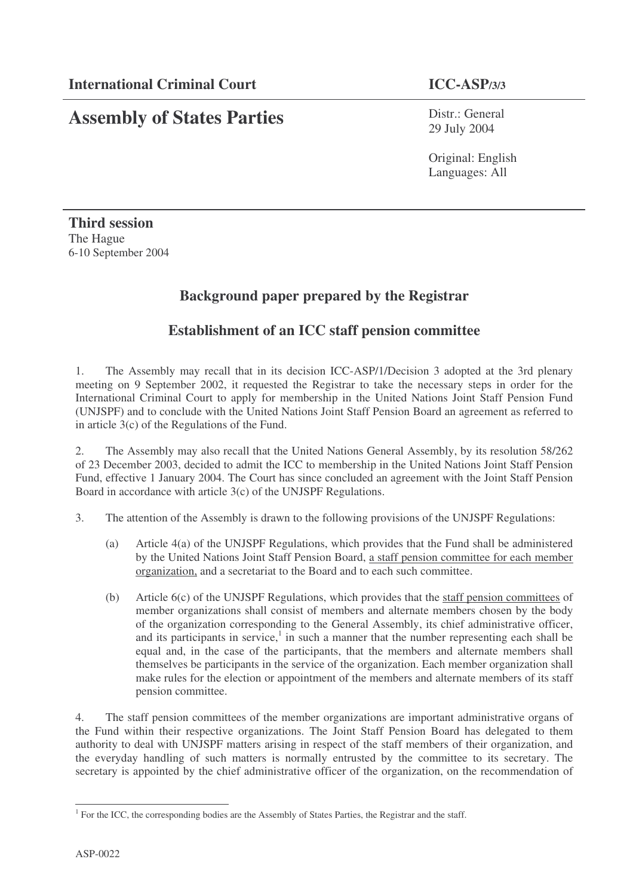**International Criminal Court** **ICC-ASP/3/3**

# Assembly of States Parties

Distr.: General
29 July 2004

Original: English
Languages: All

**Third session**
The Hague
6-10 September 2004

## Background paper prepared by the Registrar

## Establishment of an ICC staff pension committee

1. The Assembly may recall that in its decision ICC-ASP/1/Decision 3 adopted at the 3rd plenary meeting on 9 September 2002, it requested the Registrar to take the necessary steps in order for the International Criminal Court to apply for membership in the United Nations Joint Staff Pension Fund (UNJSPF) and to conclude with the United Nations Joint Staff Pension Board an agreement as referred to in article 3(c) of the Regulations of the Fund.

2. The Assembly may also recall that the United Nations General Assembly, by its resolution 58/262 of 23 December 2003, decided to admit the ICC to membership in the United Nations Joint Staff Pension Fund, effective 1 January 2004. The Court has since concluded an agreement with the Joint Staff Pension Board in accordance with article 3(c) of the UNJSPF Regulations.

3. The attention of the Assembly is drawn to the following provisions of the UNJSPF Regulations:

   (a) Article 4(a) of the UNJSPF Regulations, which provides that the Fund shall be administered by the United Nations Joint Staff Pension Board, <u>a staff pension committee for each member organization,</u> and a secretariat to the Board and to each such committee.

   (b) Article 6(c) of the UNJSPF Regulations, which provides that the <u>staff pension committees</u> of member organizations shall consist of members and alternate members chosen by the body of the organization corresponding to the General Assembly, its chief administrative officer, and its participants in service,[1] in such a manner that the number representing each shall be equal and, in the case of the participants, that the members and alternate members shall themselves be participants in the service of the organization. Each member organization shall make rules for the election or appointment of the members and alternate members of its staff pension committee.

4. The staff pension committees of the member organizations are important administrative organs of the Fund within their respective organizations. The Joint Staff Pension Board has delegated to them authority to deal with UNJSPF matters arising in respect of the staff members of their organization, and the everyday handling of such matters is normally entrusted by the committee to its secretary. The secretary is appointed by the chief administrative officer of the organization, on the recommendation of

[1] For the ICC, the corresponding bodies are the Assembly of States Parties, the Registrar and the staff.

ASP-0022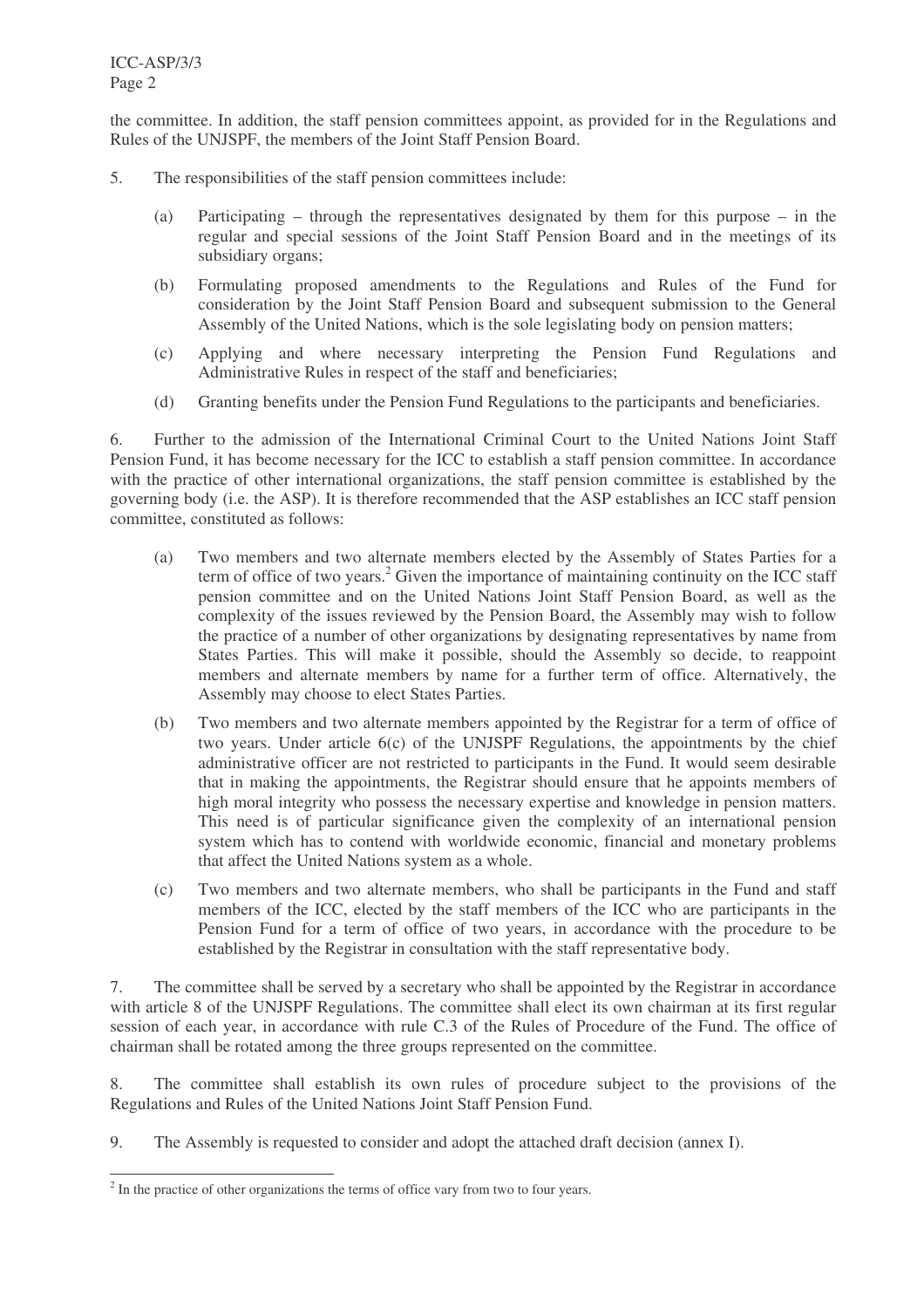the committee. In addition, the staff pension committees appoint, as provided for in the Regulations and Rules of the UNJSPF, the members of the Joint Staff Pension Board.

5. The responsibilities of the staff pension committees include:

   (a) Participating – through the representatives designated by them for this purpose – in the regular and special sessions of the Joint Staff Pension Board and in the meetings of its subsidiary organs;

   (b) Formulating proposed amendments to the Regulations and Rules of the Fund for consideration by the Joint Staff Pension Board and subsequent submission to the General Assembly of the United Nations, which is the sole legislating body on pension matters;

   (c) Applying and where necessary interpreting the Pension Fund Regulations and Administrative Rules in respect of the staff and beneficiaries;

   (d) Granting benefits under the Pension Fund Regulations to the participants and beneficiaries.

6. Further to the admission of the International Criminal Court to the United Nations Joint Staff Pension Fund, it has become necessary for the ICC to establish a staff pension committee. In accordance with the practice of other international organizations, the staff pension committee is established by the governing body (i.e. the ASP). It is therefore recommended that the ASP establishes an ICC staff pension committee, constituted as follows:

   (a) Two members and two alternate members elected by the Assembly of States Parties for a term of office of two years.[2] Given the importance of maintaining continuity on the ICC staff pension committee and on the United Nations Joint Staff Pension Board, as well as the complexity of the issues reviewed by the Pension Board, the Assembly may wish to follow the practice of a number of other organizations by designating representatives by name from States Parties. This will make it possible, should the Assembly so decide, to reappoint members and alternate members by name for a further term of office. Alternatively, the Assembly may choose to elect States Parties.

   (b) Two members and two alternate members appointed by the Registrar for a term of office of two years. Under article 6(c) of the UNJSPF Regulations, the appointments by the chief administrative officer are not restricted to participants in the Fund. It would seem desirable that in making the appointments, the Registrar should ensure that he appoints members of high moral integrity who possess the necessary expertise and knowledge in pension matters. This need is of particular significance given the complexity of an international pension system which has to contend with worldwide economic, financial and monetary problems that affect the United Nations system as a whole.

   (c) Two members and two alternate members, who shall be participants in the Fund and staff members of the ICC, elected by the staff members of the ICC who are participants in the Pension Fund for a term of office of two years, in accordance with the procedure to be established by the Registrar in consultation with the staff representative body.

7. The committee shall be served by a secretary who shall be appointed by the Registrar in accordance with article 8 of the UNJSPF Regulations. The committee shall elect its own chairman at its first regular session of each year, in accordance with rule C.3 of the Rules of Procedure of the Fund. The office of chairman shall be rotated among the three groups represented on the committee.

8. The committee shall establish its own rules of procedure subject to the provisions of the Regulations and Rules of the United Nations Joint Staff Pension Fund.

9. The Assembly is requested to consider and adopt the attached draft decision (annex I).

---

[2] In the practice of other organizations the terms of office vary from two to four years.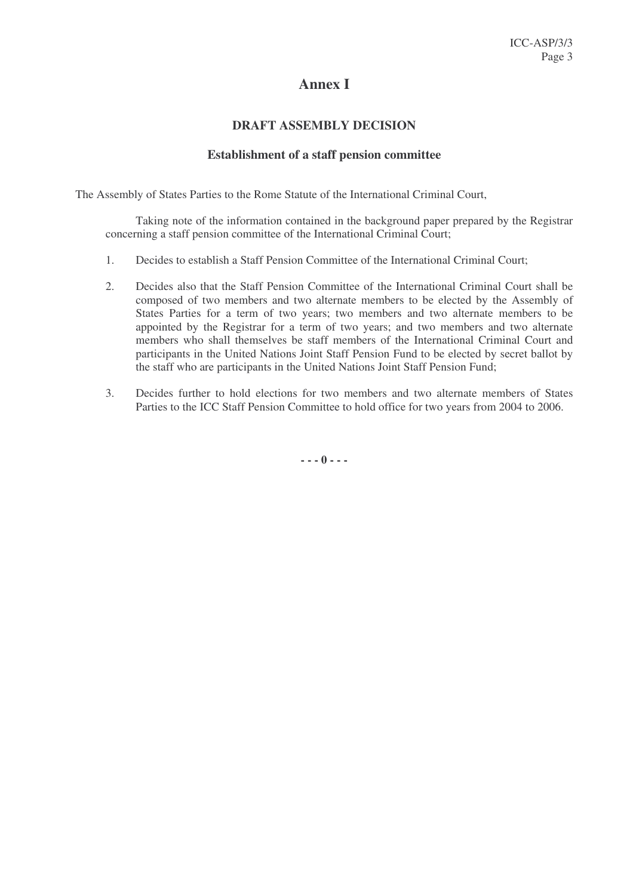# Annex I

## DRAFT ASSEMBLY DECISION

### Establishment of a staff pension committee

The Assembly of States Parties to the Rome Statute of the International Criminal Court,

Taking note of the information contained in the background paper prepared by the Registrar concerning a staff pension committee of the International Criminal Court;

1. Decides to establish a Staff Pension Committee of the International Criminal Court;

2. Decides also that the Staff Pension Committee of the International Criminal Court shall be composed of two members and two alternate members to be elected by the Assembly of States Parties for a term of two years; two members and two alternate members to be appointed by the Registrar for a term of two years; and two members and two alternate members who shall themselves be staff members of the International Criminal Court and participants in the United Nations Joint Staff Pension Fund to be elected by secret ballot by the staff who are participants in the United Nations Joint Staff Pension Fund;

3. Decides further to hold elections for two members and two alternate members of States Parties to the ICC Staff Pension Committee to hold office for two years from 2004 to 2006.

**- - - 0 - - -**